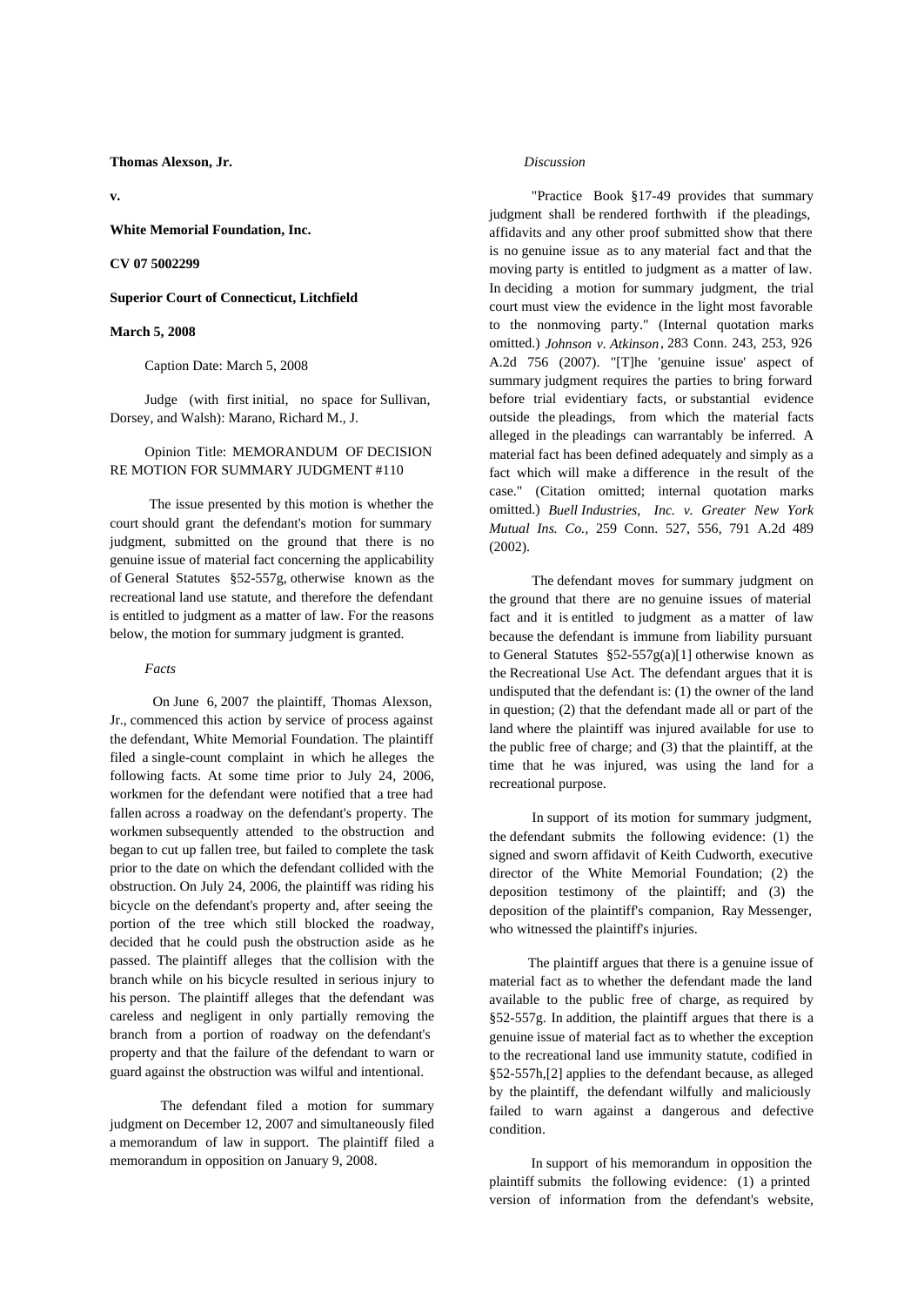**Thomas Alexson, Jr.**

**v.**

**White Memorial Foundation, Inc.**

**CV 07 5002299**

**Superior Court of Connecticut, Litchfield**

**March 5, 2008**

Caption Date: March 5, 2008

Judge (with first initial, no space for Sullivan, Dorsey, and Walsh): Marano, Richard M., J.

Opinion Title: MEMORANDUM OF DECISION RE MOTION FOR SUMMARY JUDGMENT #110

The issue presented by this motion is whether the court should grant the defendant's motion for summary judgment, submitted on the ground that there is no genuine issue of material fact concerning the applicability of General Statutes §52-557g, otherwise known as the recreational land use statute, and therefore the defendant is entitled to judgment as a matter of law. For the reasons below, the motion for summary judgment is granted.

*Facts*

On June 6, 2007 the plaintiff, Thomas Alexson, Jr., commenced this action by service of process against the defendant, White Memorial Foundation. The plaintiff filed a single-count complaint in which he alleges the following facts. At some time prior to July 24, 2006, workmen for the defendant were notified that a tree had fallen across a roadway on the defendant's property. The workmen subsequently attended to the obstruction and began to cut up fallen tree, but failed to complete the task prior to the date on which the defendant collided with the obstruction. On July 24, 2006, the plaintiff was riding his bicycle on the defendant's property and, after seeing the portion of the tree which still blocked the roadway, decided that he could push the obstruction aside as he passed. The plaintiff alleges that the collision with the branch while on his bicycle resulted in serious injury to his person. The plaintiff alleges that the defendant was careless and negligent in only partially removing the branch from a portion of roadway on the defendant's property and that the failure of the defendant to warn or guard against the obstruction was wilful and intentional.

The defendant filed a motion for summary judgment on December 12, 2007 and simultaneously filed a memorandum of law in support. The plaintiff filed a memorandum in opposition on January 9, 2008.

*Discussion*

"Practice Book §17-49 provides that summary judgment shall be rendered forthwith if the pleadings, affidavits and any other proof submitted show that there is no genuine issue as to any material fact and that the moving party is entitled to judgment as a matter of law. In deciding a motion for summary judgment, the trial court must view the evidence in the light most favorable to the nonmoving party." (Internal quotation marks omitted.) *Johnson v. Atkinson*, 283 Conn. 243, 253, 926 A.2d 756 (2007). "[T]he 'genuine issue' aspect of summary judgment requires the parties to bring forward before trial evidentiary facts, or substantial evidence outside the pleadings, from which the material facts alleged in the pleadings can warrantably be inferred. A material fact has been defined adequately and simply as a fact which will make a difference in the result of the case." (Citation omitted; internal quotation marks omitted.) *Buell Industries, Inc. v. Greater New York Mutual Ins. Co.*, 259 Conn. 527, 556, 791 A.2d 489 (2002).

The defendant moves for summary judgment on the ground that there are no genuine issues of material fact and it is entitled to judgment as a matter of law because the defendant is immune from liability pursuant to General Statutes §52-557g(a)[1] otherwise known as the Recreational Use Act. The defendant argues that it is undisputed that the defendant is: (1) the owner of the land in question; (2) that the defendant made all or part of the land where the plaintiff was injured available for use to the public free of charge; and (3) that the plaintiff, at the time that he was injured, was using the land for a recreational purpose.

In support of its motion for summary judgment, the defendant submits the following evidence: (1) the signed and sworn affidavit of Keith Cudworth, executive director of the White Memorial Foundation; (2) the deposition testimony of the plaintiff; and (3) the deposition of the plaintiff's companion, Ray Messenger, who witnessed the plaintiff's injuries.

The plaintiff argues that there is a genuine issue of material fact as to whether the defendant made the land available to the public free of charge, as required by §52-557g. In addition, the plaintiff argues that there is a genuine issue of material fact as to whether the exception to the recreational land use immunity statute, codified in §52-557h,[2] applies to the defendant because, as alleged by the plaintiff, the defendant wilfully and maliciously failed to warn against a dangerous and defective condition.

In support of his memorandum in opposition the plaintiff submits the following evidence: (1) a printed version of information from the defendant's website,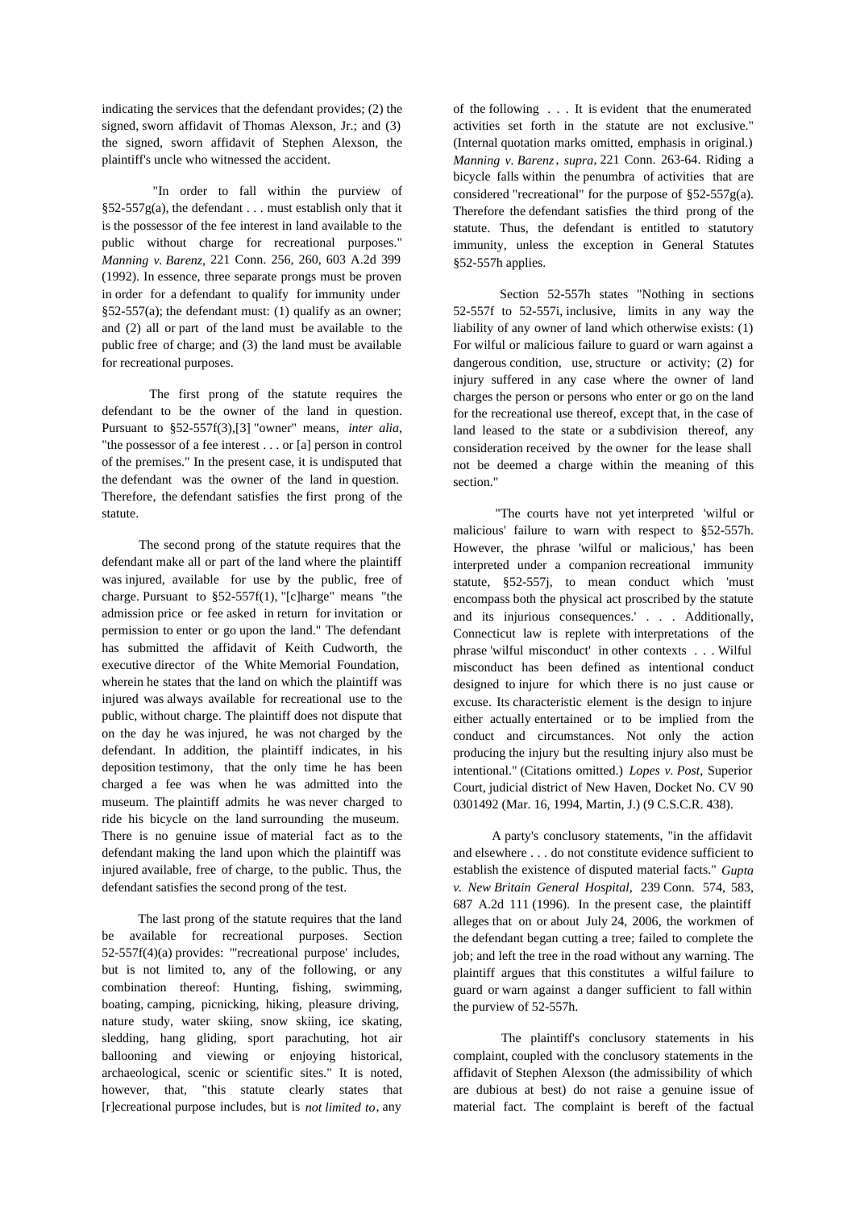indicating the services that the defendant provides; (2) the signed, sworn affidavit of Thomas Alexson, Jr.; and (3) the signed, sworn affidavit of Stephen Alexson, the plaintiff's uncle who witnessed the accident.

"In order to fall within the purview of §52-557g(a), the defendant . . . must establish only that it is the possessor of the fee interest in land available to the public without charge for recreational purposes." *Manning v. Barenz*, 221 Conn. 256, 260, 603 A.2d 399 (1992). In essence, three separate prongs must be proven in order for a defendant to qualify for immunity under §52-557(a); the defendant must: (1) qualify as an owner; and (2) all or part of the land must be available to the public free of charge; and (3) the land must be available for recreational purposes.

The first prong of the statute requires the defendant to be the owner of the land in question. Pursuant to §52-557f(3),[3] "owner" means, *inter alia*, "the possessor of a fee interest . . . or [a] person in control of the premises." In the present case, it is undisputed that the defendant was the owner of the land in question. Therefore, the defendant satisfies the first prong of the statute.

The second prong of the statute requires that the defendant make all or part of the land where the plaintiff was injured, available for use by the public, free of charge. Pursuant to §52-557f(1), "[c]harge" means "the admission price or fee asked in return for invitation or permission to enter or go upon the land." The defendant has submitted the affidavit of Keith Cudworth, the executive director of the White Memorial Foundation, wherein he states that the land on which the plaintiff was injured was always available for recreational use to the public, without charge. The plaintiff does not dispute that on the day he was injured, he was not charged by the defendant. In addition, the plaintiff indicates, in his deposition testimony, that the only time he has been charged a fee was when he was admitted into the museum. The plaintiff admits he was never charged to ride his bicycle on the land surrounding the museum. There is no genuine issue of material fact as to the defendant making the land upon which the plaintiff was injured available, free of charge, to the public. Thus, the defendant satisfies the second prong of the test.

The last prong of the statute requires that the land be available for recreational purposes. Section 52-557f(4)(a) provides: "'recreational purpose' includes, but is not limited to, any of the following, or any combination thereof: Hunting, fishing, swimming, boating, camping, picnicking, hiking, pleasure driving, nature study, water skiing, snow skiing, ice skating, sledding, hang gliding, sport parachuting, hot air ballooning and viewing or enjoying historical, archaeological, scenic or scientific sites." It is noted, however, that, "this statute clearly states that [r]ecreational purpose includes, but is *not limited to*, any of the following . . . It is evident that the enumerated activities set forth in the statute are not exclusive." (Internal quotation marks omitted, emphasis in original.) *Manning v. Barenz*, *supra*, 221 Conn. 263-64. Riding a bicycle falls within the penumbra of activities that are considered "recreational" for the purpose of §52-557g(a). Therefore the defendant satisfies the third prong of the statute. Thus, the defendant is entitled to statutory immunity, unless the exception in General Statutes §52-557h applies.

Section 52-557h states "Nothing in sections 52-557f to 52-557i, inclusive, limits in any way the liability of any owner of land which otherwise exists: (1) For wilful or malicious failure to guard or warn against a dangerous condition, use, structure or activity; (2) for injury suffered in any case where the owner of land charges the person or persons who enter or go on the land for the recreational use thereof, except that, in the case of land leased to the state or a subdivision thereof, any consideration received by the owner for the lease shall not be deemed a charge within the meaning of this section."

"The courts have not yet interpreted 'wilful or malicious' failure to warn with respect to §52-557h. However, the phrase 'wilful or malicious,' has been interpreted under a companion recreational immunity statute, §52-557j, to mean conduct which 'must encompass both the physical act proscribed by the statute and its injurious consequences.' . . . Additionally, Connecticut law is replete with interpretations of the phrase 'wilful misconduct' in other contexts . . . Wilful misconduct has been defined as intentional conduct designed to injure for which there is no just cause or excuse. Its characteristic element is the design to injure either actually entertained or to be implied from the conduct and circumstances. Not only the action producing the injury but the resulting injury also must be intentional." (Citations omitted.) *Lopes v. Post*, Superior Court, judicial district of New Haven, Docket No. CV 90 0301492 (Mar. 16, 1994, Martin, J.) (9 C.S.C.R. 438).

A party's conclusory statements, "in the affidavit and elsewhere . . . do not constitute evidence sufficient to establish the existence of disputed material facts." *Gupta v. New Britain General Hospital*, 239 Conn. 574, 583, 687 A.2d 111 (1996). In the present case, the plaintiff alleges that on or about July 24, 2006, the workmen of the defendant began cutting a tree; failed to complete the job; and left the tree in the road without any warning. The plaintiff argues that this constitutes a wilful failure to guard or warn against a danger sufficient to fall within the purview of 52-557h.

The plaintiff's conclusory statements in his complaint, coupled with the conclusory statements in the affidavit of Stephen Alexson (the admissibility of which are dubious at best) do not raise a genuine issue of material fact. The complaint is bereft of the factual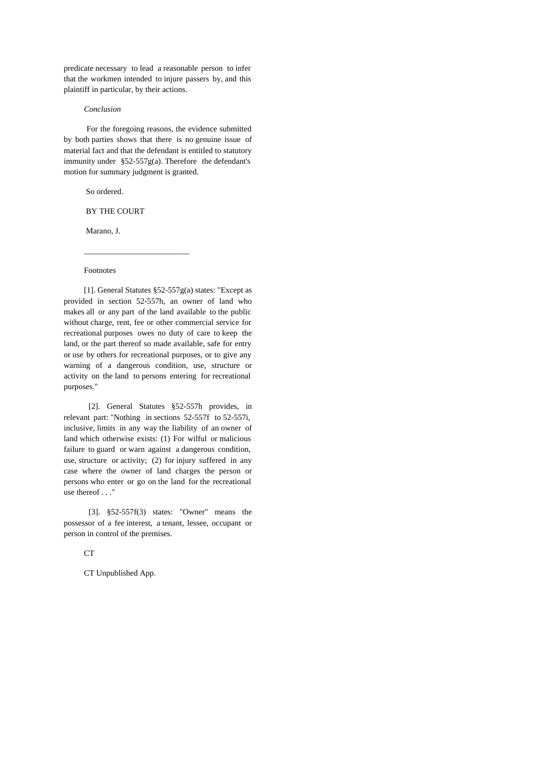predicate necessary to lead a reasonable person to infer that the workmen intended to injure passers by, and this plaintiff in particular, by their actions.

*Conclusion*

For the foregoing reasons, the evidence submitted by both parties shows that there is no genuine issue of material fact and that the defendant is entitled to statutory immunity under §52-557g(a). Therefore the defendant's motion for summary judgment is granted.

So ordered.

BY THE COURT

Marano, J.

---

Footnotes

[1]. General Statutes §52-557g(a) states: "Except as provided in section 52-557h, an owner of land who makes all or any part of the land available to the public without charge, rent, fee or other commercial service for recreational purposes owes no duty of care to keep the land, or the part thereof so made available, safe for entry or use by others for recreational purposes, or to give any warning of a dangerous condition, use, structure or activity on the land to persons entering for recreational purposes."

[2]. General Statutes §52-557h provides, in relevant part: "Nothing in sections 52-557f to 52-557i, inclusive, limits in any way the liability of an owner of land which otherwise exists: (1) For wilful or malicious failure to guard or warn against a dangerous condition, use, structure or activity; (2) for injury suffered in any case where the owner of land charges the person or persons who enter or go on the land for the recreational use thereof . . ."

[3]. §52-557f(3) states: "Owner" means the possessor of a fee interest, a tenant, lessee, occupant or person in control of the premises.

CT

CT Unpublished App.